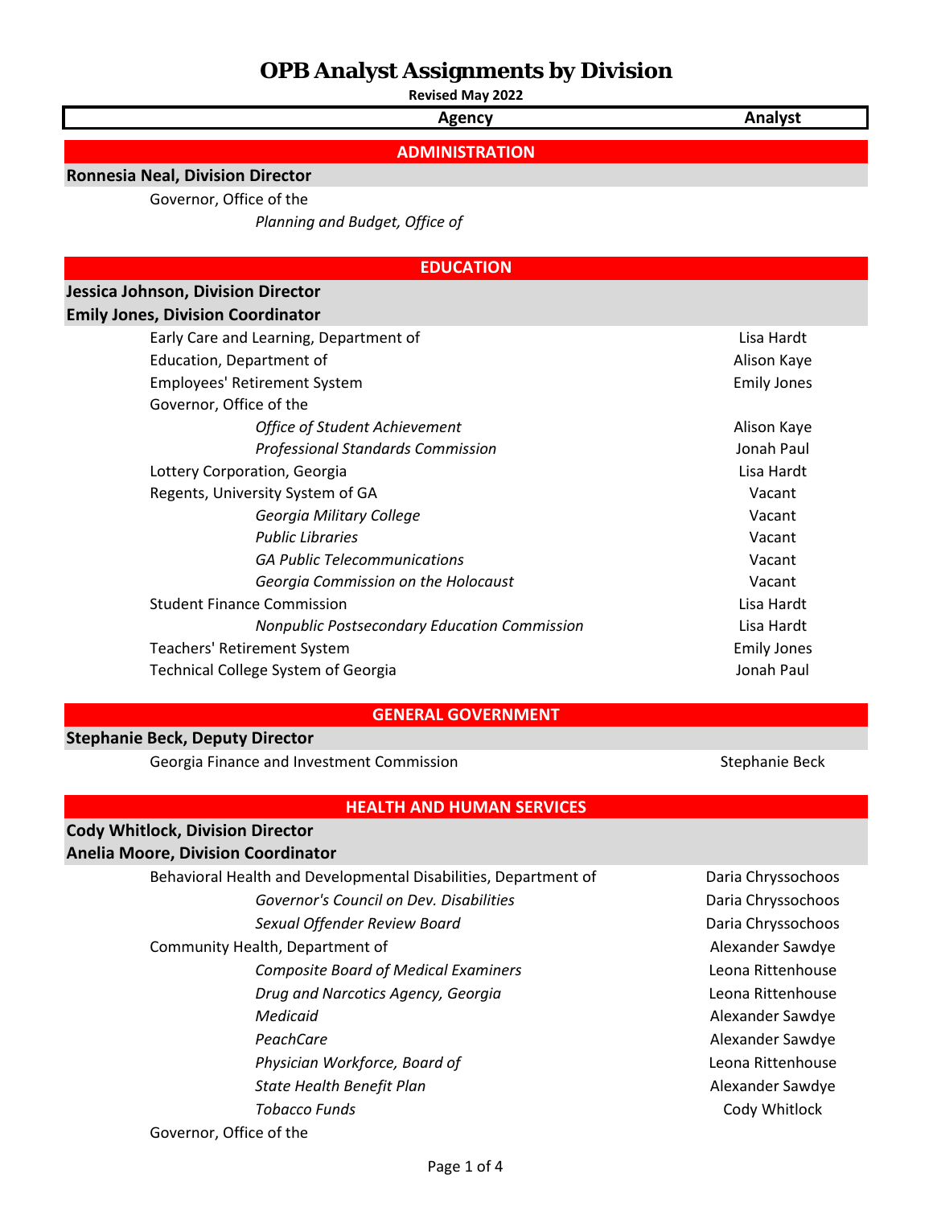# OPB Analyst Assignments by Division

**Revised May 2022**

| Agency | Analyst |
|---|---|
| **ADMINISTRATION** | |
| **Ronnesia Neal, Division Director** | |
| Governor, Office of the | |
| *Planning and Budget, Office of* | |
| **EDUCATION** | |
| **Jessica Johnson, Division Director** | |
| **Emily Jones, Division Coordinator** | |
| Early Care and Learning, Department of | Lisa Hardt |
| Education, Department of | Alison Kaye |
| Employees' Retirement System | Emily Jones |
| Governor, Office of the | |
| *Office of Student Achievement* | Alison Kaye |
| *Professional Standards Commission* | Jonah Paul |
| Lottery Corporation, Georgia | Lisa Hardt |
| Regents, University System of GA | Vacant |
| *Georgia Military College* | Vacant |
| *Public Libraries* | Vacant |
| *GA Public Telecommunications* | Vacant |
| *Georgia Commission on the Holocaust* | Vacant |
| Student Finance Commission | Lisa Hardt |
| *Nonpublic Postsecondary Education Commission* | Lisa Hardt |
| Teachers' Retirement System | Emily Jones |
| Technical College System of Georgia | Jonah Paul |
| **GENERAL GOVERNMENT** | |
| **Stephanie Beck, Deputy Director** | |
| Georgia Finance and Investment Commission | Stephanie Beck |
| **HEALTH AND HUMAN SERVICES** | |
| **Cody Whitlock, Division Director** | |
| **Anelia Moore, Division Coordinator** | |
| Behavioral Health and Developmental Disabilities, Department of | Daria Chryssochoos |
| *Governor's Council on Dev. Disabilities* | Daria Chryssochoos |
| *Sexual Offender Review Board* | Daria Chryssochoos |
| Community Health, Department of | Alexander Sawdye |
| *Composite Board of Medical Examiners* | Leona Rittenhouse |
| *Drug and Narcotics Agency, Georgia* | Leona Rittenhouse |
| *Medicaid* | Alexander Sawdye |
| *PeachCare* | Alexander Sawdye |
| *Physician Workforce, Board of* | Leona Rittenhouse |
| *State Health Benefit Plan* | Alexander Sawdye |
| *Tobacco Funds* | Cody Whitlock |
| Governor, Office of the | |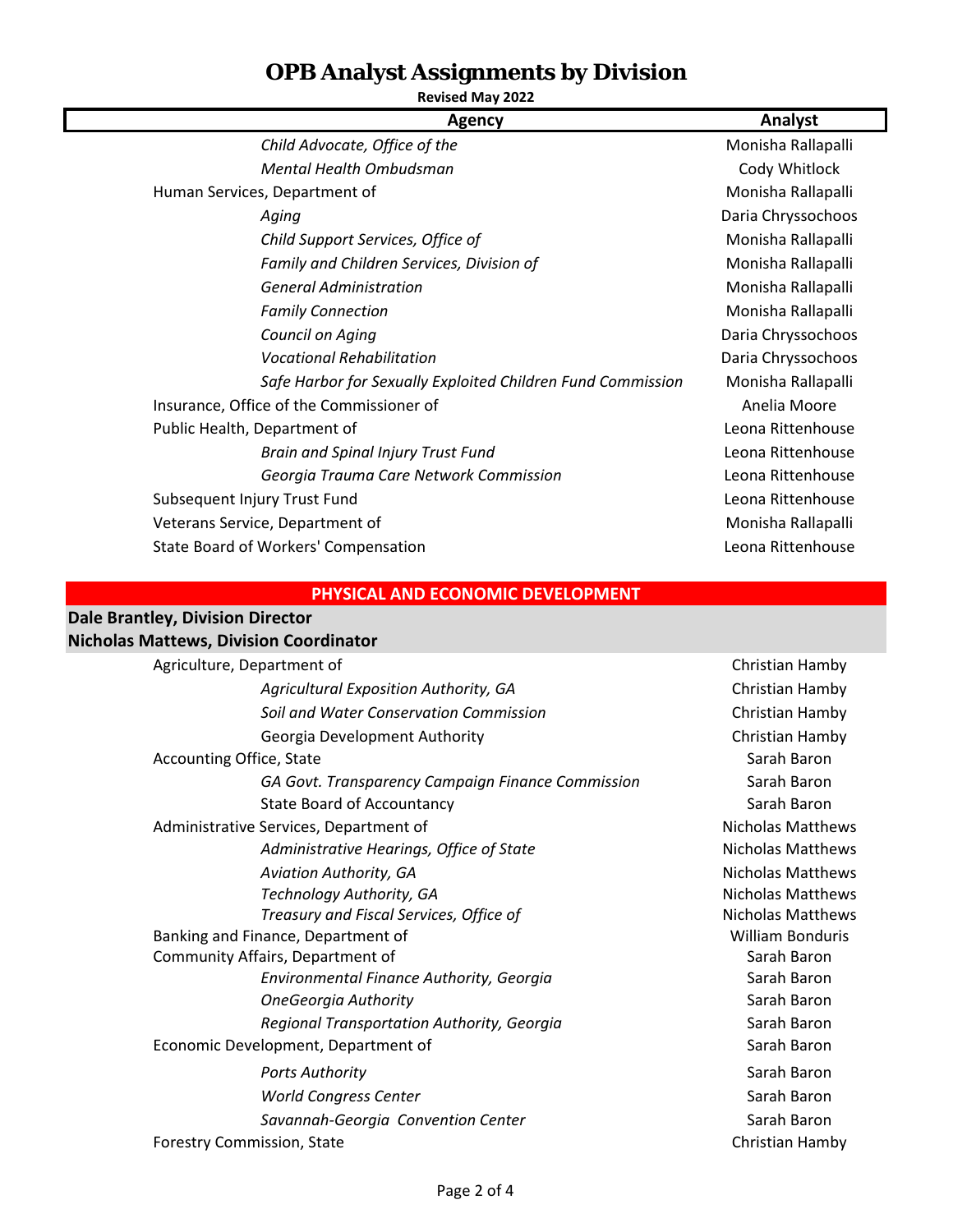# OPB Analyst Assignments by Division

**Revised May 2022**

| Agency | Analyst |
|---|---|
| *Child Advocate, Office of the* | Monisha Rallapalli |
| *Mental Health Ombudsman* | Cody Whitlock |
| Human Services, Department of | Monisha Rallapalli |
| *Aging* | Daria Chryssochoos |
| *Child Support Services, Office of* | Monisha Rallapalli |
| *Family and Children Services, Division of* | Monisha Rallapalli |
| *General Administration* | Monisha Rallapalli |
| *Family Connection* | Monisha Rallapalli |
| *Council on Aging* | Daria Chryssochoos |
| *Vocational Rehabilitation* | Daria Chryssochoos |
| *Safe Harbor for Sexually Exploited Children Fund Commission* | Monisha Rallapalli |
| Insurance, Office of the Commissioner of | Anelia Moore |
| Public Health, Department of | Leona Rittenhouse |
| *Brain and Spinal Injury Trust Fund* | Leona Rittenhouse |
| *Georgia Trauma Care Network Commission* | Leona Rittenhouse |
| Subsequent Injury Trust Fund | Leona Rittenhouse |
| Veterans Service, Department of | Monisha Rallapalli |
| State Board of Workers' Compensation | Leona Rittenhouse |

## PHYSICAL AND ECONOMIC DEVELOPMENT

**Dale Brantley, Division Director**
**Nicholas Mattews, Division Coordinator**

| Agency | Analyst |
|---|---|
| Agriculture, Department of | Christian Hamby |
| *Agricultural Exposition Authority, GA* | Christian Hamby |
| *Soil and Water Conservation Commission* | Christian Hamby |
| Georgia Development Authority | Christian Hamby |
| Accounting Office, State | Sarah Baron |
| *GA Govt. Transparency Campaign Finance Commission* | Sarah Baron |
| State Board of Accountancy | Sarah Baron |
| Administrative Services, Department of | Nicholas Matthews |
| *Administrative Hearings, Office of State* | Nicholas Matthews |
| *Aviation Authority, GA* | Nicholas Matthews |
| *Technology Authority, GA* | Nicholas Matthews |
| *Treasury and Fiscal Services, Office of* | Nicholas Matthews |
| Banking and Finance, Department of | William Bonduris |
| Community Affairs, Department of | Sarah Baron |
| *Environmental Finance Authority, Georgia* | Sarah Baron |
| *OneGeorgia Authority* | Sarah Baron |
| *Regional Transportation Authority, Georgia* | Sarah Baron |
| Economic Development, Department of | Sarah Baron |
| *Ports Authority* | Sarah Baron |
| *World Congress Center* | Sarah Baron |
| *Savannah-Georgia Convention Center* | Sarah Baron |
| Forestry Commission, State | Christian Hamby |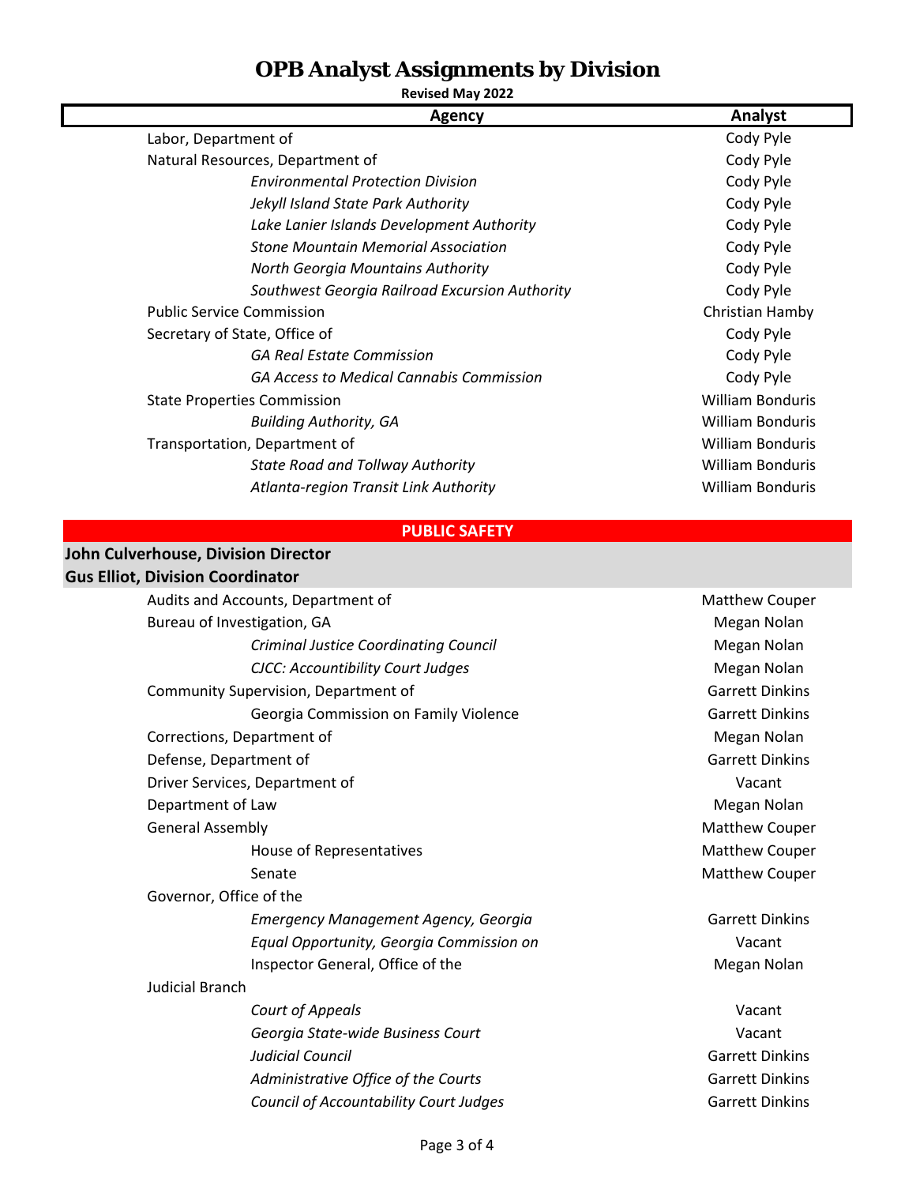# OPB Analyst Assignments by Division

**Revised May 2022**

| Agency | Analyst |
|---|---|
| Labor, Department of | Cody Pyle |
| Natural Resources, Department of | Cody Pyle |
| *Environmental Protection Division* | Cody Pyle |
| *Jekyll Island State Park Authority* | Cody Pyle |
| *Lake Lanier Islands Development Authority* | Cody Pyle |
| *Stone Mountain Memorial Association* | Cody Pyle |
| *North Georgia Mountains Authority* | Cody Pyle |
| *Southwest Georgia Railroad Excursion Authority* | Cody Pyle |
| Public Service Commission | Christian Hamby |
| Secretary of State, Office of | Cody Pyle |
| *GA Real Estate Commission* | Cody Pyle |
| *GA Access to Medical Cannabis Commission* | Cody Pyle |
| State Properties Commission | William Bonduris |
| *Building Authority, GA* | William Bonduris |
| Transportation, Department of | William Bonduris |
| *State Road and Tollway Authority* | William Bonduris |
| *Atlanta-region Transit Link Authority* | William Bonduris |

## PUBLIC SAFETY

**John Culverhouse, Division Director**
**Gus Elliot, Division Coordinator**

| Agency | Analyst |
|---|---|
| Audits and Accounts, Department of | Matthew Couper |
| Bureau of Investigation, GA | Megan Nolan |
| *Criminal Justice Coordinating Council* | Megan Nolan |
| *CJCC: Accountibility Court Judges* | Megan Nolan |
| Community Supervision, Department of | Garrett Dinkins |
| Georgia Commission on Family Violence | Garrett Dinkins |
| Corrections, Department of | Megan Nolan |
| Defense, Department of | Garrett Dinkins |
| Driver Services, Department of | Vacant |
| Department of Law | Megan Nolan |
| General Assembly | Matthew Couper |
| House of Representatives | Matthew Couper |
| Senate | Matthew Couper |
| Governor, Office of the | |
| *Emergency Management Agency, Georgia* | Garrett Dinkins |
| *Equal Opportunity, Georgia Commission on* | Vacant |
| Inspector General, Office of the | Megan Nolan |
| Judicial Branch | |
| *Court of Appeals* | Vacant |
| *Georgia State-wide Business Court* | Vacant |
| *Judicial Council* | Garrett Dinkins |
| *Administrative Office of the Courts* | Garrett Dinkins |
| *Council of Accountability Court Judges* | Garrett Dinkins |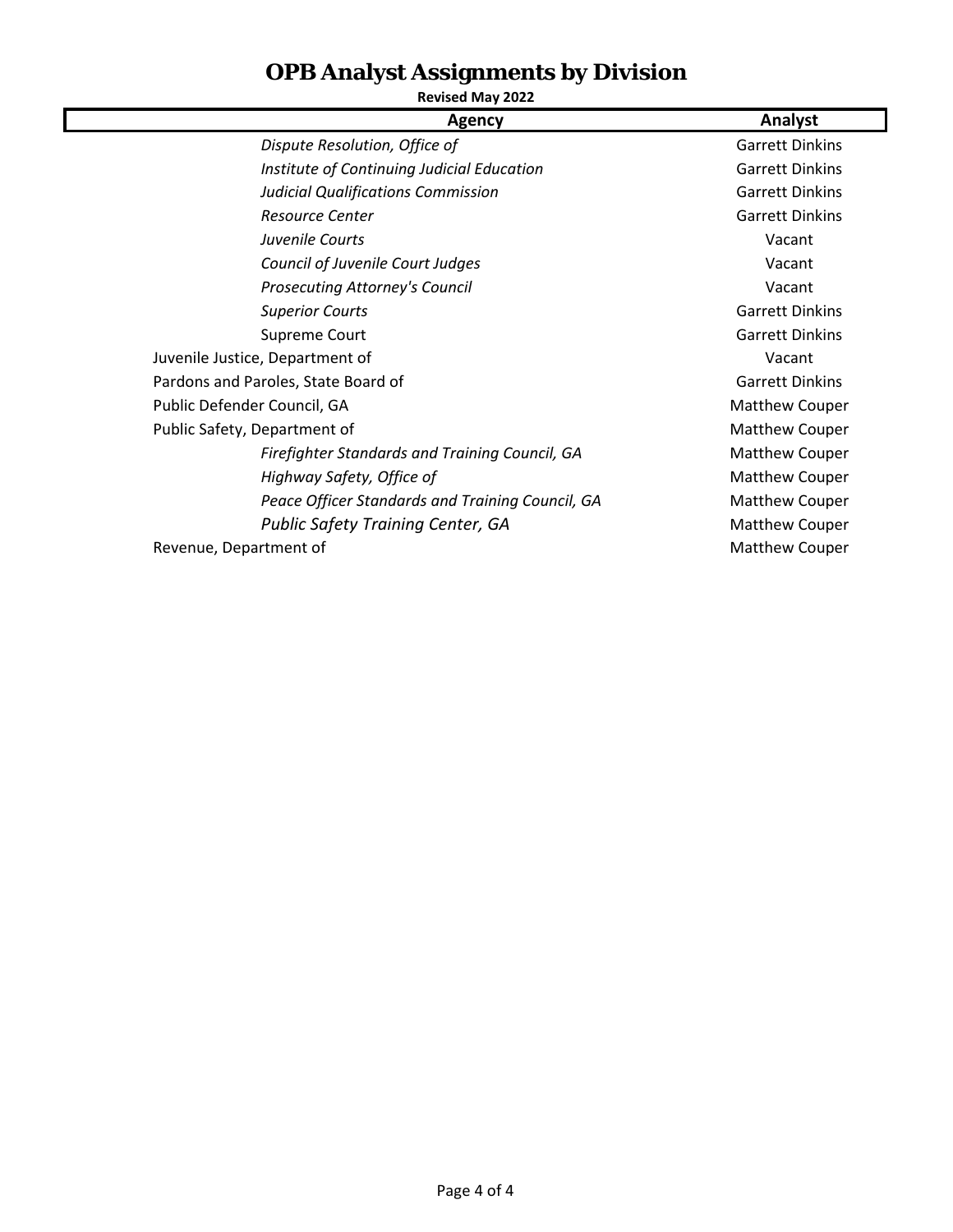# OPB Analyst Assignments by Division

**Revised May 2022**

| Agency | Analyst |
|---|---|
| *Dispute Resolution, Office of* | Garrett Dinkins |
| *Institute of Continuing Judicial Education* | Garrett Dinkins |
| *Judicial Qualifications Commission* | Garrett Dinkins |
| *Resource Center* | Garrett Dinkins |
| *Juvenile Courts* | Vacant |
| *Council of Juvenile Court Judges* | Vacant |
| *Prosecuting Attorney's Council* | Vacant |
| *Superior Courts* | Garrett Dinkins |
| Supreme Court | Garrett Dinkins |
| Juvenile Justice, Department of | Vacant |
| Pardons and Paroles, State Board of | Garrett Dinkins |
| Public Defender Council, GA | Matthew Couper |
| Public Safety, Department of | Matthew Couper |
| *Firefighter Standards and Training Council, GA* | Matthew Couper |
| *Highway Safety, Office of* | Matthew Couper |
| *Peace Officer Standards and Training Council, GA* | Matthew Couper |
| *Public Safety Training Center, GA* | Matthew Couper |
| Revenue, Department of | Matthew Couper |